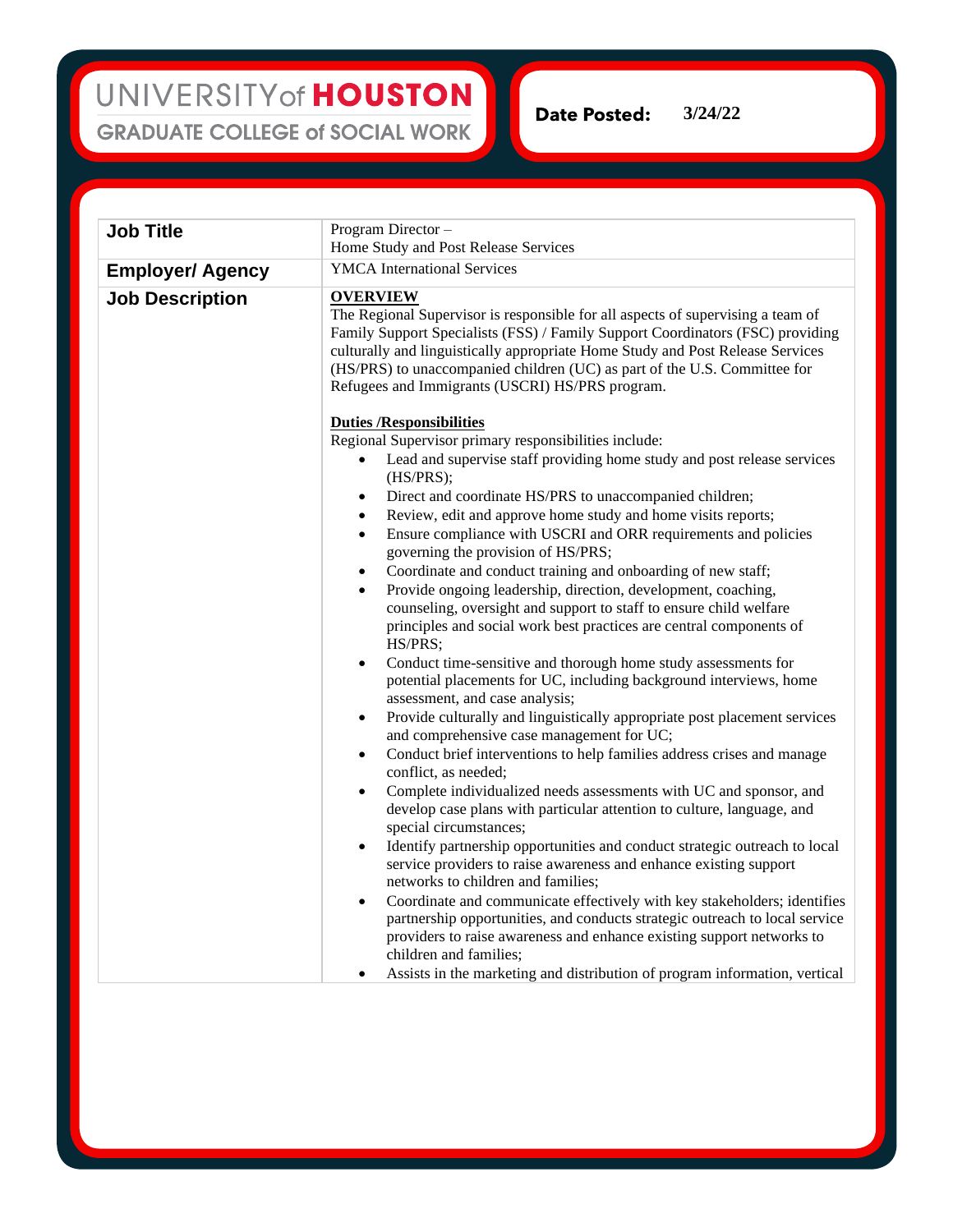UNIVERSITY of HOUSTON
GRADUATE COLLEGE of SOCIAL WORK

**Date Posted:** 3/24/22

| | |
|---|---|
| **Job Title** | Program Director – Home Study and Post Release Services |
| **Employer/ Agency** | YMCA International Services |
| **Job Description** | **OVERVIEW**<br>The Regional Supervisor is responsible for all aspects of supervising a team of Family Support Specialists (FSS) / Family Support Coordinators (FSC) providing culturally and linguistically appropriate Home Study and Post Release Services (HS/PRS) to unaccompanied children (UC) as part of the U.S. Committee for Refugees and Immigrants (USCRI) HS/PRS program.<br><br>**Duties /Responsibilities**<br>Regional Supervisor primary responsibilities include:<br>• Lead and supervise staff providing home study and post release services (HS/PRS);<br>• Direct and coordinate HS/PRS to unaccompanied children;<br>• Review, edit and approve home study and home visits reports;<br>• Ensure compliance with USCRI and ORR requirements and policies governing the provision of HS/PRS;<br>• Coordinate and conduct training and onboarding of new staff;<br>• Provide ongoing leadership, direction, development, coaching, counseling, oversight and support to staff to ensure child welfare principles and social work best practices are central components of HS/PRS;<br>• Conduct time-sensitive and thorough home study assessments for potential placements for UC, including background interviews, home assessment, and case analysis;<br>• Provide culturally and linguistically appropriate post placement services and comprehensive case management for UC;<br>• Conduct brief interventions to help families address crises and manage conflict, as needed;<br>• Complete individualized needs assessments with UC and sponsor, and develop case plans with particular attention to culture, language, and special circumstances;<br>• Identify partnership opportunities and conduct strategic outreach to local service providers to raise awareness and enhance existing support networks to children and families;<br>• Coordinate and communicate effectively with key stakeholders; identifies partnership opportunities, and conducts strategic outreach to local service providers to raise awareness and enhance existing support networks to children and families;<br>• Assists in the marketing and distribution of program information, vertical |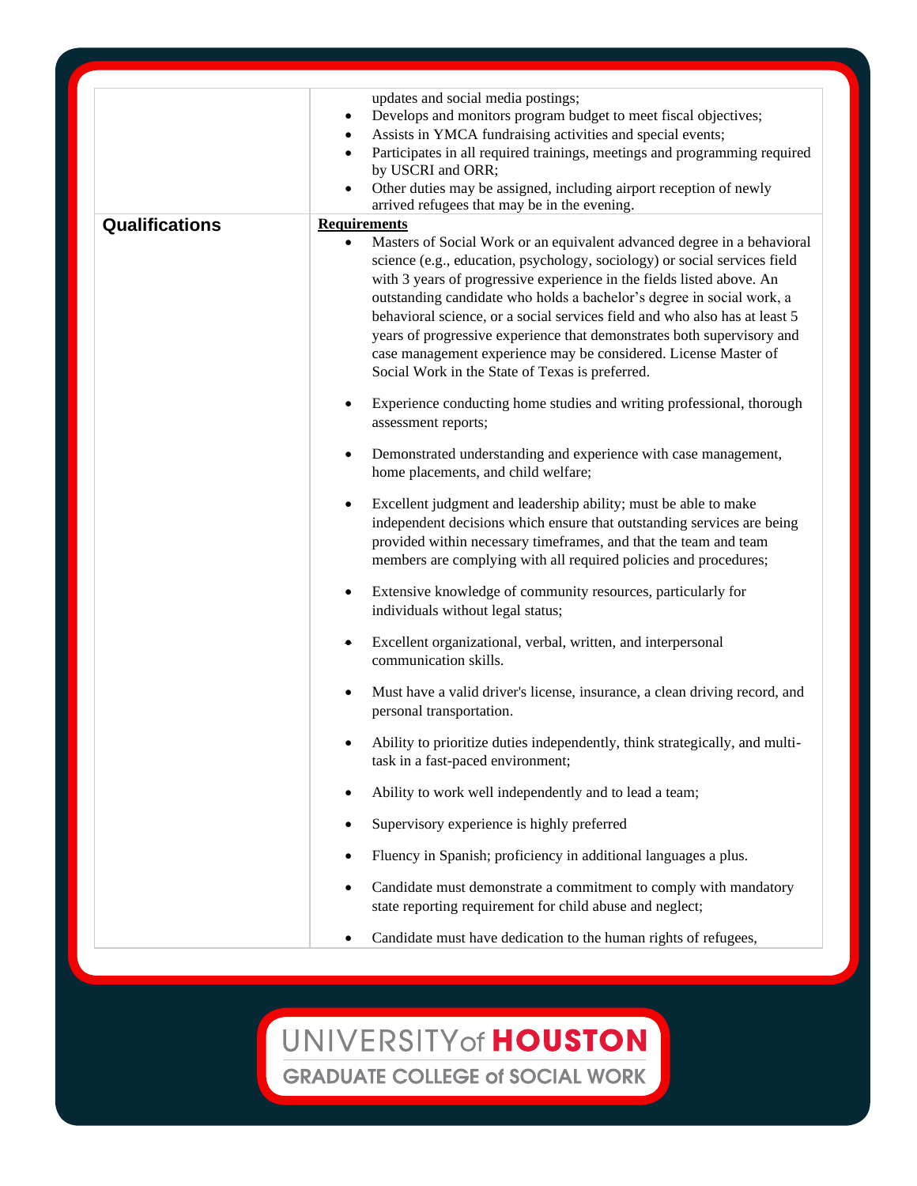| | |
|---|---|
| | updates and social media postings;<br>• Develops and monitors program budget to meet fiscal objectives;<br>• Assists in YMCA fundraising activities and special events;<br>• Participates in all required trainings, meetings and programming required by USCRI and ORR;<br>• Other duties may be assigned, including airport reception of newly arrived refugees that may be in the evening. |
| **Qualifications** | **Requirements**<br>• Masters of Social Work or an equivalent advanced degree in a behavioral science (e.g., education, psychology, sociology) or social services field with 3 years of progressive experience in the fields listed above. An outstanding candidate who holds a bachelor's degree in social work, a behavioral science, or a social services field and who also has at least 5 years of progressive experience that demonstrates both supervisory and case management experience may be considered. License Master of Social Work in the State of Texas is preferred.<br>• Experience conducting home studies and writing professional, thorough assessment reports;<br>• Demonstrated understanding and experience with case management, home placements, and child welfare;<br>• Excellent judgment and leadership ability; must be able to make independent decisions which ensure that outstanding services are being provided within necessary timeframes, and that the team and team members are complying with all required policies and procedures;<br>• Extensive knowledge of community resources, particularly for individuals without legal status;<br>• Excellent organizational, verbal, written, and interpersonal communication skills.<br>• Must have a valid driver's license, insurance, a clean driving record, and personal transportation.<br>• Ability to prioritize duties independently, think strategically, and multi-task in a fast-paced environment;<br>• Ability to work well independently and to lead a team;<br>• Supervisory experience is highly preferred<br>• Fluency in Spanish; proficiency in additional languages a plus.<br>• Candidate must demonstrate a commitment to comply with mandatory state reporting requirement for child abuse and neglect;<br>• Candidate must have dedication to the human rights of refugees, |

UNIVERSITY of HOUSTON
GRADUATE COLLEGE of SOCIAL WORK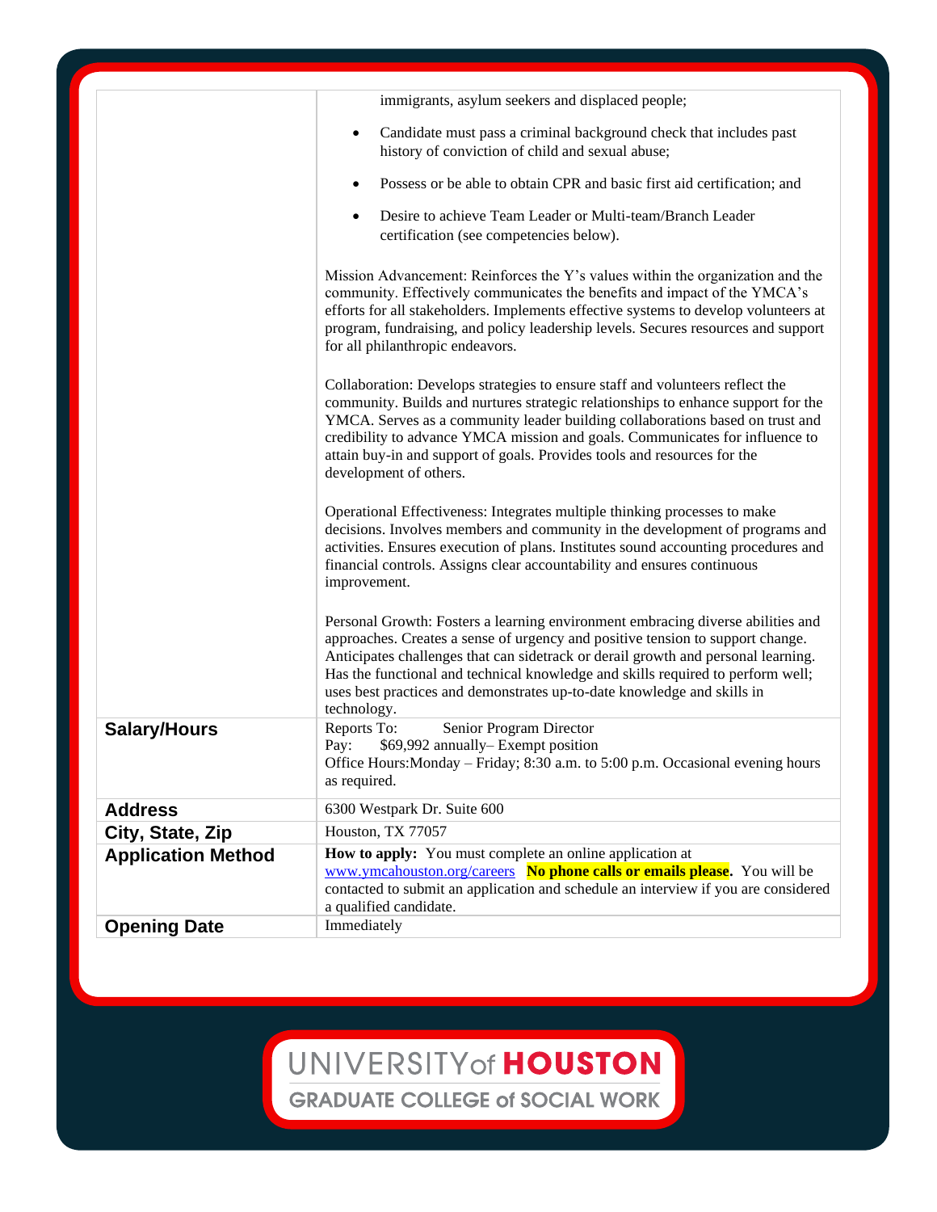| | |
|---|---|
| | immigrants, asylum seekers and displaced people;<br><br>• Candidate must pass a criminal background check that includes past history of conviction of child and sexual abuse;<br><br>• Possess or be able to obtain CPR and basic first aid certification; and<br><br>• Desire to achieve Team Leader or Multi-team/Branch Leader certification (see competencies below).<br><br>Mission Advancement: Reinforces the Y's values within the organization and the community. Effectively communicates the benefits and impact of the YMCA's efforts for all stakeholders. Implements effective systems to develop volunteers at program, fundraising, and policy leadership levels. Secures resources and support for all philanthropic endeavors.<br><br>Collaboration: Develops strategies to ensure staff and volunteers reflect the community. Builds and nurtures strategic relationships to enhance support for the YMCA. Serves as a community leader building collaborations based on trust and credibility to advance YMCA mission and goals. Communicates for influence to attain buy-in and support of goals. Provides tools and resources for the development of others.<br><br>Operational Effectiveness: Integrates multiple thinking processes to make decisions. Involves members and community in the development of programs and activities. Ensures execution of plans. Institutes sound accounting procedures and financial controls. Assigns clear accountability and ensures continuous improvement.<br><br>Personal Growth: Fosters a learning environment embracing diverse abilities and approaches. Creates a sense of urgency and positive tension to support change. Anticipates challenges that can sidetrack or derail growth and personal learning. Has the functional and technical knowledge and skills required to perform well; uses best practices and demonstrates up-to-date knowledge and skills in technology. |
| **Salary/Hours** | Reports To: Senior Program Director<br>Pay: $69,992 annually– Exempt position<br>Office Hours:Monday – Friday; 8:30 a.m. to 5:00 p.m. Occasional evening hours as required. |
| **Address** | 6300 Westpark Dr. Suite 600 |
| **City, State, Zip** | Houston, TX 77057 |
| **Application Method** | **How to apply:** You must complete an online application at www.ymcahouston.org/careers **No phone calls or emails please.** You will be contacted to submit an application and schedule an interview if you are considered a qualified candidate. |
| **Opening Date** | Immediately |

UNIVERSITY of HOUSTON
GRADUATE COLLEGE of SOCIAL WORK